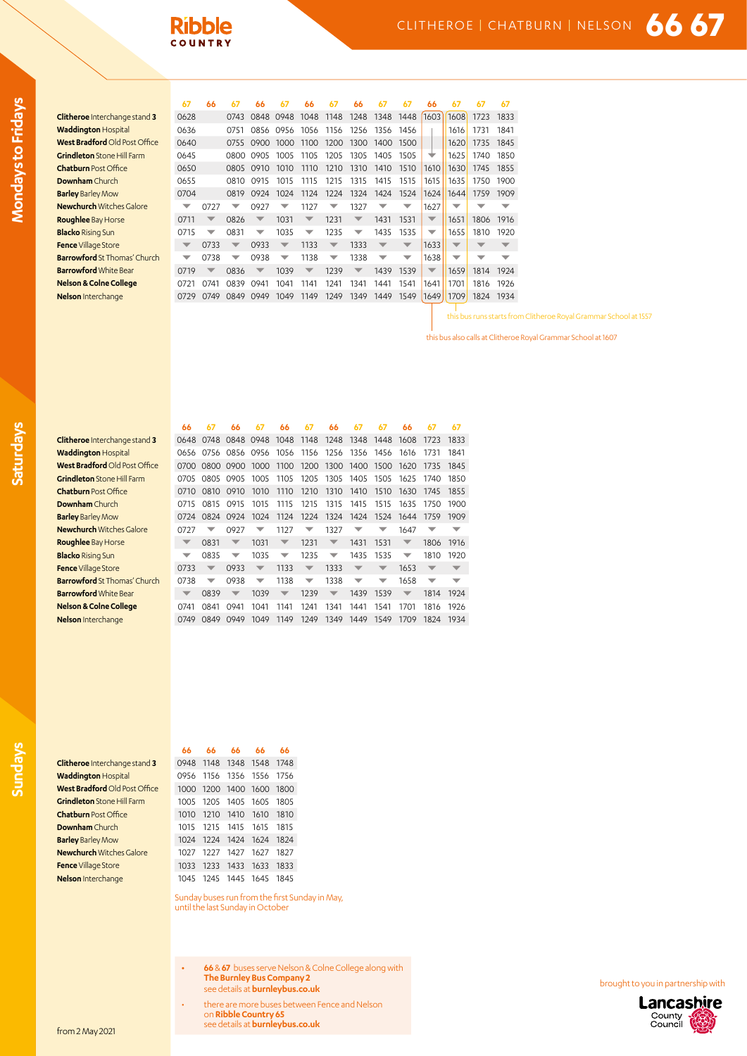# Ribble Country

## CLITHEROE | CHATBURN | NELSON 66 67

### Mondays to Fridays

| | 67 | 66 | 67 | 66 | 67 | 66 | 67 | 66 | 67 | 67 | 66 | 67 | 67 | 67 |
|---|---|---|---|---|---|---|---|---|---|---|---|---|---|---|
| **Clitheroe** Interchange stand **3** | 0628 | | 0743 | 0848 | 0948 | 1048 | 1148 | 1248 | 1348 | 1448 | 1603 | 1608 | 1723 | 1833 |
| **Waddington** Hospital | 0636 | | 0751 | 0856 | 0956 | 1056 | 1156 | 1256 | 1356 | 1456 | \| | 1616 | 1731 | 1841 |
| **West Bradford** Old Post Office | 0640 | | 0755 | 0900 | 1000 | 1100 | 1200 | 1300 | 1400 | 1500 | \| | 1620 | 1735 | 1845 |
| **Grindleton** Stone Hill Farm | 0645 | | 0800 | 0905 | 1005 | 1105 | 1205 | 1305 | 1405 | 1505 | ▼ | 1625 | 1740 | 1850 |
| **Chatburn** Post Office | 0650 | | 0805 | 0910 | 1010 | 1110 | 1210 | 1310 | 1410 | 1510 | 1610 | 1630 | 1745 | 1855 |
| **Downham** Church | 0655 | | 0810 | 0915 | 1015 | 1115 | 1215 | 1315 | 1415 | 1515 | 1615 | 1635 | 1750 | 1900 |
| **Barley** Barley Mow | 0704 | | 0819 | 0924 | 1024 | 1124 | 1224 | 1324 | 1424 | 1524 | 1624 | 1644 | 1759 | 1909 |
| **Newchurch** Witches Galore | ▼ | 0727 | ▼ | 0927 | ▼ | 1127 | ▼ | 1327 | ▼ | ▼ | 1627 | ▼ | ▼ | ▼ |
| **Roughlee** Bay Horse | 0711 | ▼ | 0826 | ▼ | 1031 | ▼ | 1231 | ▼ | 1431 | 1531 | ▼ | 1651 | 1806 | 1916 |
| **Blacko** Rising Sun | 0715 | ▼ | 0831 | ▼ | 1035 | ▼ | 1235 | ▼ | 1435 | 1535 | ▼ | 1655 | 1810 | 1920 |
| **Fence** Village Store | ▼ | 0733 | ▼ | 0933 | ▼ | 1133 | ▼ | 1333 | ▼ | ▼ | 1633 | ▼ | ▼ | ▼ |
| **Barrowford** St Thomas' Church | ▼ | 0738 | ▼ | 0938 | ▼ | 1138 | ▼ | 1338 | ▼ | ▼ | 1638 | ▼ | ▼ | ▼ |
| **Barrowford** White Bear | 0719 | ▼ | 0836 | ▼ | 1039 | ▼ | 1239 | ▼ | 1439 | 1539 | ▼ | 1659 | 1814 | 1924 |
| **Nelson & Colne College** | 0721 | 0741 | 0839 | 0941 | 1041 | 1141 | 1241 | 1341 | 1441 | 1541 | 1641 | 1701 | 1816 | 1926 |
| **Nelson** Interchange | 0729 | 0749 | 0849 | 0949 | 1049 | 1149 | 1249 | 1349 | 1449 | 1549 | 1649 | 1709 | 1824 | 1934 |

this bus runs starts from Clitheroe Royal Grammar School at 1557

this bus also calls at Clitheroe Royal Grammar School at 1607

### Saturdays

| | 66 | 67 | 66 | 67 | 66 | 67 | 66 | 67 | 67 | 66 | 67 | 67 |
|---|---|---|---|---|---|---|---|---|---|---|---|---|
| **Clitheroe** Interchange stand **3** | 0648 | 0748 | 0848 | 0948 | 1048 | 1148 | 1248 | 1348 | 1448 | 1608 | 1723 | 1833 |
| **Waddington** Hospital | 0656 | 0756 | 0856 | 0956 | 1056 | 1156 | 1256 | 1356 | 1456 | 1616 | 1731 | 1841 |
| **West Bradford** Old Post Office | 0700 | 0800 | 0900 | 1000 | 1100 | 1200 | 1300 | 1400 | 1500 | 1620 | 1735 | 1845 |
| **Grindleton** Stone Hill Farm | 0705 | 0805 | 0905 | 1005 | 1105 | 1205 | 1305 | 1405 | 1505 | 1625 | 1740 | 1850 |
| **Chatburn** Post Office | 0710 | 0810 | 0910 | 1010 | 1110 | 1210 | 1310 | 1410 | 1510 | 1630 | 1745 | 1855 |
| **Downham** Church | 0715 | 0815 | 0915 | 1015 | 1115 | 1215 | 1315 | 1415 | 1515 | 1635 | 1750 | 1900 |
| **Barley** Barley Mow | 0724 | 0824 | 0924 | 1024 | 1124 | 1224 | 1324 | 1424 | 1524 | 1644 | 1759 | 1909 |
| **Newchurch** Witches Galore | 0727 | ▼ | 0927 | ▼ | 1127 | ▼ | 1327 | ▼ | ▼ | 1647 | ▼ | ▼ |
| **Roughlee** Bay Horse | ▼ | 0831 | ▼ | 1031 | ▼ | 1231 | ▼ | 1431 | 1531 | ▼ | 1806 | 1916 |
| **Blacko** Rising Sun | ▼ | 0835 | ▼ | 1035 | ▼ | 1235 | ▼ | 1435 | 1535 | ▼ | 1810 | 1920 |
| **Fence** Village Store | 0733 | ▼ | 0933 | ▼ | 1133 | ▼ | 1333 | ▼ | ▼ | 1653 | ▼ | ▼ |
| **Barrowford** St Thomas' Church | 0738 | ▼ | 0938 | ▼ | 1138 | ▼ | 1338 | ▼ | ▼ | 1658 | ▼ | ▼ |
| **Barrowford** White Bear | ▼ | 0839 | ▼ | 1039 | ▼ | 1239 | ▼ | 1439 | 1539 | ▼ | 1814 | 1924 |
| **Nelson & Colne College** | 0741 | 0841 | 0941 | 1041 | 1141 | 1241 | 1341 | 1441 | 1541 | 1701 | 1816 | 1926 |
| **Nelson** Interchange | 0749 | 0849 | 0949 | 1049 | 1149 | 1249 | 1349 | 1449 | 1549 | 1709 | 1824 | 1934 |

### Sundays

| | 66 | 66 | 66 | 66 | 66 |
|---|---|---|---|---|---|
| **Clitheroe** Interchange stand **3** | 0948 | 1148 | 1348 | 1548 | 1748 |
| **Waddington** Hospital | 0956 | 1156 | 1356 | 1556 | 1756 |
| **West Bradford** Old Post Office | 1000 | 1200 | 1400 | 1600 | 1800 |
| **Grindleton** Stone Hill Farm | 1005 | 1205 | 1405 | 1605 | 1805 |
| **Chatburn** Post Office | 1010 | 1210 | 1410 | 1610 | 1810 |
| **Downham** Church | 1015 | 1215 | 1415 | 1615 | 1815 |
| **Barley** Barley Mow | 1024 | 1224 | 1424 | 1624 | 1824 |
| **Newchurch** Witches Galore | 1027 | 1227 | 1427 | 1627 | 1827 |
| **Fence** Village Store | 1033 | 1233 | 1433 | 1633 | 1833 |
| **Nelson** Interchange | 1045 | 1245 | 1445 | 1645 | 1845 |

Sunday buses run from the first Sunday in May, until the last Sunday in October

- **66** & **67** buses serve Nelson & Colne College along with **The Burnley Bus Company 2** see details at **burnleybus.co.uk**
- there are more buses between Fence and Nelson on **Ribble Country 65** see details at **burnleybus.co.uk**

from 2 May 2021

brought to you in partnership with Lancashire County Council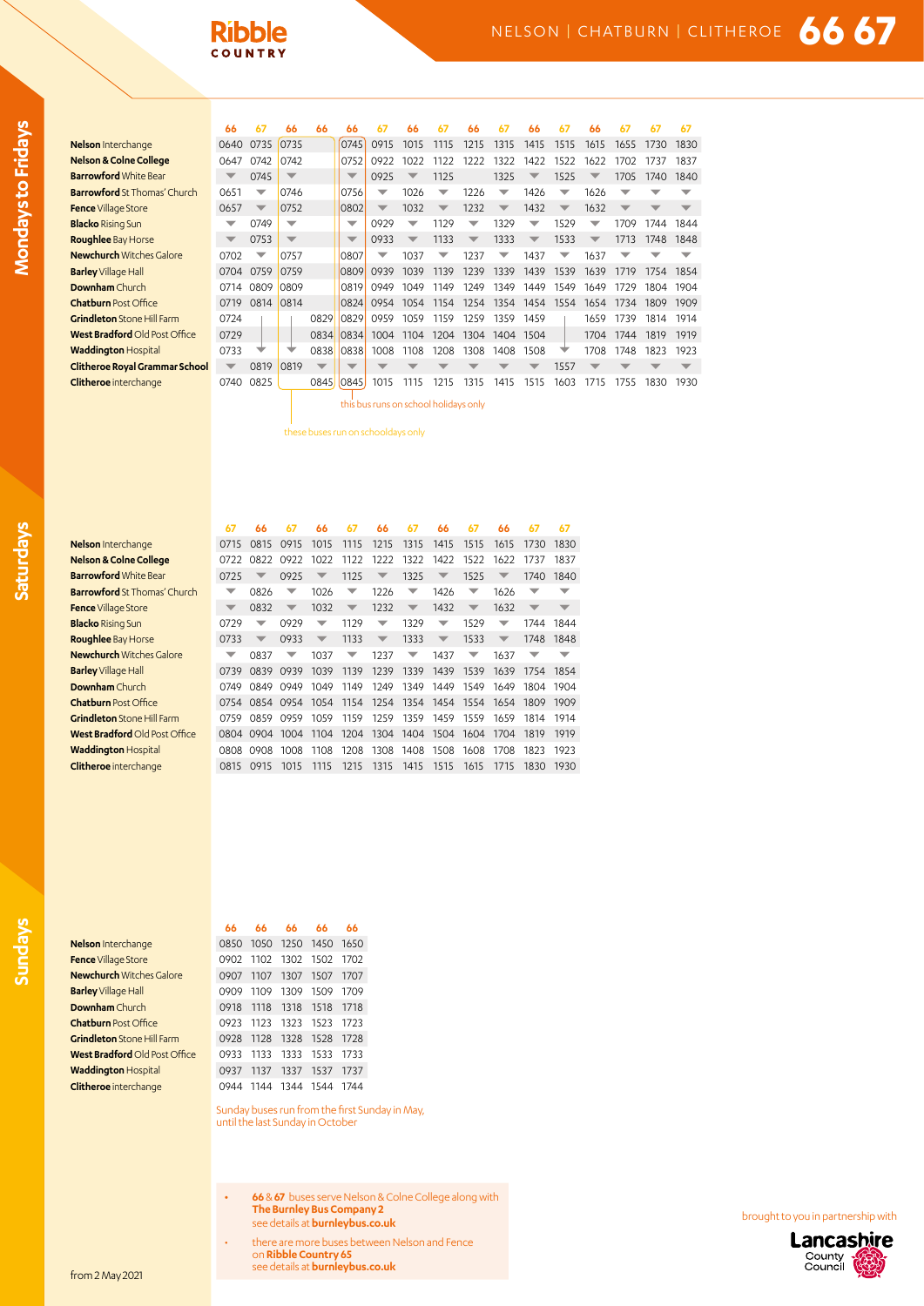# Ribble COUNTRY

## NELSON | CHATBURN | CLITHEROE 66 67

## Mondays to Fridays

| | 66 | 67 | 66 | 66 | 66 | 67 | 66 | 67 | 66 | 67 | 66 | 67 | 66 | 67 | 67 | 67 |
|---|---|---|---|---|---|---|---|---|---|---|---|---|---|---|---|---|
| **Nelson** Interchange | 0640 | 0735 | 0735 | | 0745 | 0915 | 1015 | 1115 | 1215 | 1315 | 1415 | 1515 | 1615 | 1655 | 1730 | 1830 |
| **Nelson & Colne College** | 0647 | 0742 | 0742 | | 0752 | 0922 | 1022 | 1122 | 1222 | 1322 | 1422 | 1522 | 1622 | 1702 | 1737 | 1837 |
| **Barrowford** White Bear | ▼ | 0745 | ▼ | | ▼ | 0925 | ▼ | 1125 | | 1325 | ▼ | 1525 | ▼ | 1705 | 1740 | 1840 |
| **Barrowford** St Thomas' Church | 0651 | ▼ | 0746 | | 0756 | ▼ | 1026 | ▼ | 1226 | ▼ | 1426 | ▼ | 1626 | ▼ | ▼ | ▼ |
| **Fence** Village Store | 0657 | ▼ | 0752 | | 0802 | ▼ | 1032 | ▼ | 1232 | ▼ | 1432 | ▼ | 1632 | ▼ | ▼ | ▼ |
| **Blacko** Rising Sun | ▼ | 0749 | ▼ | | ▼ | 0929 | ▼ | 1129 | ▼ | 1329 | ▼ | 1529 | ▼ | 1709 | 1744 | 1844 |
| **Roughlee** Bay Horse | ▼ | 0753 | ▼ | | ▼ | 0933 | ▼ | 1133 | ▼ | 1333 | ▼ | 1533 | ▼ | 1713 | 1748 | 1848 |
| **Newchurch** Witches Galore | 0702 | ▼ | 0757 | | 0807 | ▼ | 1037 | ▼ | 1237 | ▼ | 1437 | ▼ | 1637 | ▼ | ▼ | ▼ |
| **Barley** Village Hall | 0704 | 0759 | 0759 | | 0809 | 0939 | 1039 | 1139 | 1239 | 1339 | 1439 | 1539 | 1639 | 1719 | 1754 | 1854 |
| **Downham** Church | 0714 | 0809 | 0809 | | 0819 | 0949 | 1049 | 1149 | 1249 | 1349 | 1449 | 1549 | 1649 | 1729 | 1804 | 1904 |
| **Chatburn** Post Office | 0719 | 0814 | 0814 | | 0824 | 0954 | 1054 | 1154 | 1254 | 1354 | 1454 | 1554 | 1654 | 1734 | 1809 | 1909 |
| **Grindleton** Stone Hill Farm | 0724 | \| | \| | 0829 | 0829 | 0959 | 1059 | 1159 | 1259 | 1359 | 1459 | \| | 1659 | 1739 | 1814 | 1914 |
| **West Bradford** Old Post Office | 0729 | \| | \| | 0834 | 0834 | 1004 | 1104 | 1204 | 1304 | 1404 | 1504 | \| | 1704 | 1744 | 1819 | 1919 |
| **Waddington** Hospital | 0733 | ▼ | ▼ | 0838 | 0838 | 1008 | 1108 | 1208 | 1308 | 1408 | 1508 | ▼ | 1708 | 1748 | 1823 | 1923 |
| **Clitheroe Royal Grammar School** | ▼ | 0819 | 0819 | ▼ | ▼ | ▼ | ▼ | ▼ | ▼ | ▼ | ▼ | 1557 | ▼ | ▼ | ▼ | ▼ |
| **Clitheroe** interchange | 0740 | 0825 | | 0845 | 0845 | 1015 | 1115 | 1215 | 1315 | 1415 | 1515 | 1603 | 1715 | 1755 | 1830 | 1930 |

this bus runs on school holidays only

these buses run on schooldays only

## Saturdays

| | 67 | 66 | 67 | 66 | 67 | 66 | 67 | 66 | 67 | 66 | 67 | 67 |
|---|---|---|---|---|---|---|---|---|---|---|---|---|
| **Nelson** Interchange | 0715 | 0815 | 0915 | 1015 | 1115 | 1215 | 1315 | 1415 | 1515 | 1615 | 1730 | 1830 |
| **Nelson & Colne College** | 0722 | 0822 | 0922 | 1022 | 1122 | 1222 | 1322 | 1422 | 1522 | 1622 | 1737 | 1837 |
| **Barrowford** White Bear | 0725 | ▼ | 0925 | ▼ | 1125 | ▼ | 1325 | ▼ | 1525 | ▼ | 1740 | 1840 |
| **Barrowford** St Thomas' Church | ▼ | 0826 | ▼ | 1026 | ▼ | 1226 | ▼ | 1426 | ▼ | 1626 | ▼ | ▼ |
| **Fence** Village Store | ▼ | 0832 | ▼ | 1032 | ▼ | 1232 | ▼ | 1432 | ▼ | 1632 | ▼ | ▼ |
| **Blacko** Rising Sun | 0729 | ▼ | 0929 | ▼ | 1129 | ▼ | 1329 | ▼ | 1529 | ▼ | 1744 | 1844 |
| **Roughlee** Bay Horse | 0733 | ▼ | 0933 | ▼ | 1133 | ▼ | 1333 | ▼ | 1533 | ▼ | 1748 | 1848 |
| **Newchurch** Witches Galore | ▼ | 0837 | ▼ | 1037 | ▼ | 1237 | ▼ | 1437 | ▼ | 1637 | ▼ | ▼ |
| **Barley** Village Hall | 0739 | 0839 | 0939 | 1039 | 1139 | 1239 | 1339 | 1439 | 1539 | 1639 | 1754 | 1854 |
| **Downham** Church | 0749 | 0849 | 0949 | 1049 | 1149 | 1249 | 1349 | 1449 | 1549 | 1649 | 1804 | 1904 |
| **Chatburn** Post Office | 0754 | 0854 | 0954 | 1054 | 1154 | 1254 | 1354 | 1454 | 1554 | 1654 | 1809 | 1909 |
| **Grindleton** Stone Hill Farm | 0759 | 0859 | 0959 | 1059 | 1159 | 1259 | 1359 | 1459 | 1559 | 1659 | 1814 | 1914 |
| **West Bradford** Old Post Office | 0804 | 0904 | 1004 | 1104 | 1204 | 1304 | 1404 | 1504 | 1604 | 1704 | 1819 | 1919 |
| **Waddington** Hospital | 0808 | 0908 | 1008 | 1108 | 1208 | 1308 | 1408 | 1508 | 1608 | 1708 | 1823 | 1923 |
| **Clitheroe** interchange | 0815 | 0915 | 1015 | 1115 | 1215 | 1315 | 1415 | 1515 | 1615 | 1715 | 1830 | 1930 |

## Sundays

| | 66 | 66 | 66 | 66 | 66 |
|---|---|---|---|---|---|
| **Nelson** Interchange | 0850 | 1050 | 1250 | 1450 | 1650 |
| **Fence** Village Store | 0902 | 1102 | 1302 | 1502 | 1702 |
| **Newchurch** Witches Galore | 0907 | 1107 | 1307 | 1507 | 1707 |
| **Barley** Village Hall | 0909 | 1109 | 1309 | 1509 | 1709 |
| **Downham** Church | 0918 | 1118 | 1318 | 1518 | 1718 |
| **Chatburn** Post Office | 0923 | 1123 | 1323 | 1523 | 1723 |
| **Grindleton** Stone Hill Farm | 0928 | 1128 | 1328 | 1528 | 1728 |
| **West Bradford** Old Post Office | 0933 | 1133 | 1333 | 1533 | 1733 |
| **Waddington** Hospital | 0937 | 1137 | 1337 | 1537 | 1737 |
| **Clitheroe** interchange | 0944 | 1144 | 1344 | 1544 | 1744 |

Sunday buses run from the first Sunday in May, until the last Sunday in October

- **66** & **67** buses serve Nelson & Colne College along with **The Burnley Bus Company 2** see details at **burnleybus.co.uk**
- there are more buses between Nelson and Fence on **Ribble Country 65** see details at **burnleybus.co.uk**

from 2 May 2021

brought to you in partnership with Lancashire County Council